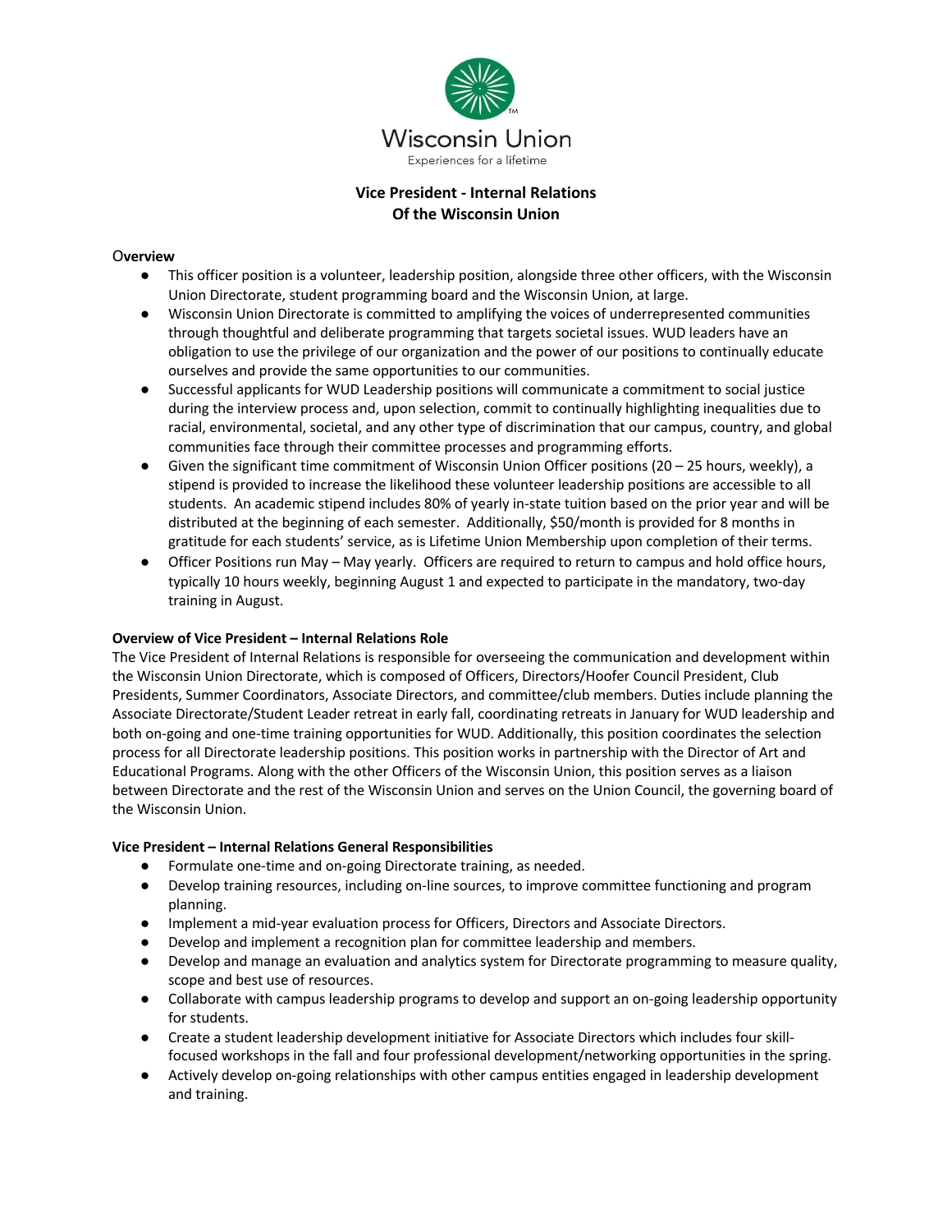Wisconsin Union
Experiences for a lifetime

# Vice President - Internal Relations
# Of the Wisconsin Union

## Overview

- This officer position is a volunteer, leadership position, alongside three other officers, with the Wisconsin Union Directorate, student programming board and the Wisconsin Union, at large.
- Wisconsin Union Directorate is committed to amplifying the voices of underrepresented communities through thoughtful and deliberate programming that targets societal issues. WUD leaders have an obligation to use the privilege of our organization and the power of our positions to continually educate ourselves and provide the same opportunities to our communities.
- Successful applicants for WUD Leadership positions will communicate a commitment to social justice during the interview process and, upon selection, commit to continually highlighting inequalities due to racial, environmental, societal, and any other type of discrimination that our campus, country, and global communities face through their committee processes and programming efforts.
- Given the significant time commitment of Wisconsin Union Officer positions (20 – 25 hours, weekly), a stipend is provided to increase the likelihood these volunteer leadership positions are accessible to all students. An academic stipend includes 80% of yearly in-state tuition based on the prior year and will be distributed at the beginning of each semester. Additionally, $50/month is provided for 8 months in gratitude for each students' service, as is Lifetime Union Membership upon completion of their terms.
- Officer Positions run May – May yearly. Officers are required to return to campus and hold office hours, typically 10 hours weekly, beginning August 1 and expected to participate in the mandatory, two-day training in August.

## Overview of Vice President – Internal Relations Role

The Vice President of Internal Relations is responsible for overseeing the communication and development within the Wisconsin Union Directorate, which is composed of Officers, Directors/Hoofer Council President, Club Presidents, Summer Coordinators, Associate Directors, and committee/club members. Duties include planning the Associate Directorate/Student Leader retreat in early fall, coordinating retreats in January for WUD leadership and both on-going and one-time training opportunities for WUD. Additionally, this position coordinates the selection process for all Directorate leadership positions. This position works in partnership with the Director of Art and Educational Programs. Along with the other Officers of the Wisconsin Union, this position serves as a liaison between Directorate and the rest of the Wisconsin Union and serves on the Union Council, the governing board of the Wisconsin Union.

## Vice President – Internal Relations General Responsibilities

- Formulate one-time and on-going Directorate training, as needed.
- Develop training resources, including on-line sources, to improve committee functioning and program planning.
- Implement a mid-year evaluation process for Officers, Directors and Associate Directors.
- Develop and implement a recognition plan for committee leadership and members.
- Develop and manage an evaluation and analytics system for Directorate programming to measure quality, scope and best use of resources.
- Collaborate with campus leadership programs to develop and support an on-going leadership opportunity for students.
- Create a student leadership development initiative for Associate Directors which includes four skill-focused workshops in the fall and four professional development/networking opportunities in the spring.
- Actively develop on-going relationships with other campus entities engaged in leadership development and training.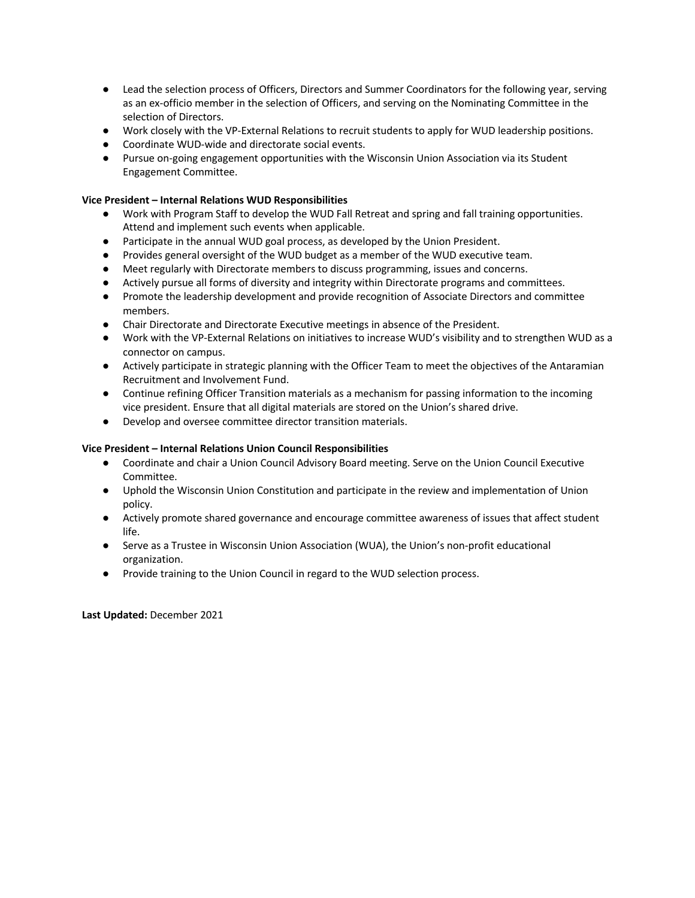- Lead the selection process of Officers, Directors and Summer Coordinators for the following year, serving as an ex-officio member in the selection of Officers, and serving on the Nominating Committee in the selection of Directors.
- Work closely with the VP-External Relations to recruit students to apply for WUD leadership positions.
- Coordinate WUD-wide and directorate social events.
- Pursue on-going engagement opportunities with the Wisconsin Union Association via its Student Engagement Committee.

**Vice President – Internal Relations WUD Responsibilities**

- Work with Program Staff to develop the WUD Fall Retreat and spring and fall training opportunities. Attend and implement such events when applicable.
- Participate in the annual WUD goal process, as developed by the Union President.
- Provides general oversight of the WUD budget as a member of the WUD executive team.
- Meet regularly with Directorate members to discuss programming, issues and concerns.
- Actively pursue all forms of diversity and integrity within Directorate programs and committees.
- Promote the leadership development and provide recognition of Associate Directors and committee members.
- Chair Directorate and Directorate Executive meetings in absence of the President.
- Work with the VP-External Relations on initiatives to increase WUD's visibility and to strengthen WUD as a connector on campus.
- Actively participate in strategic planning with the Officer Team to meet the objectives of the Antaramian Recruitment and Involvement Fund.
- Continue refining Officer Transition materials as a mechanism for passing information to the incoming vice president. Ensure that all digital materials are stored on the Union's shared drive.
- Develop and oversee committee director transition materials.

**Vice President – Internal Relations Union Council Responsibilities**

- Coordinate and chair a Union Council Advisory Board meeting. Serve on the Union Council Executive Committee.
- Uphold the Wisconsin Union Constitution and participate in the review and implementation of Union policy.
- Actively promote shared governance and encourage committee awareness of issues that affect student life.
- Serve as a Trustee in Wisconsin Union Association (WUA), the Union's non-profit educational organization.
- Provide training to the Union Council in regard to the WUD selection process.

**Last Updated:** December 2021